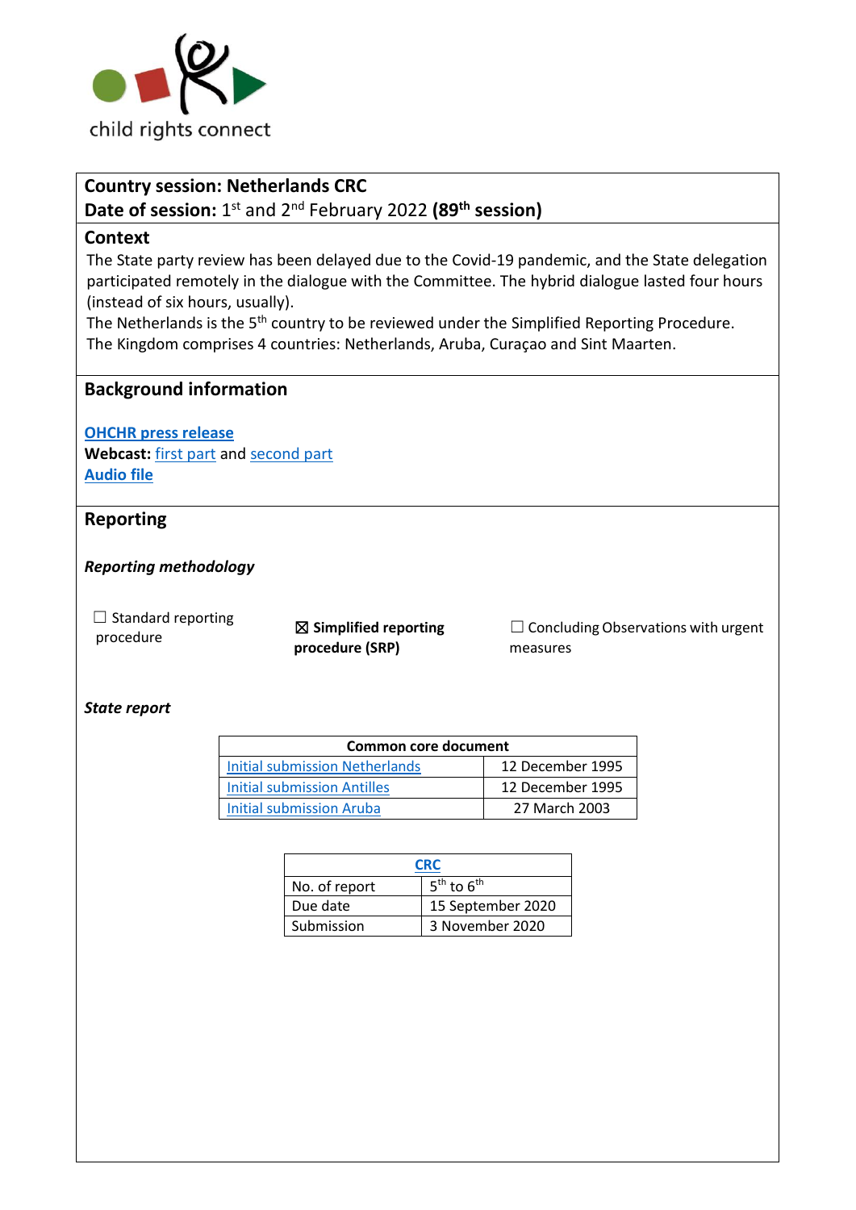child rights connect

**Country session: Netherlands CRC**
**Date of session:** 1st and 2nd February 2022 **(89th session)**

## Context

The State party review has been delayed due to the Covid-19 pandemic, and the State delegation participated remotely in the dialogue with the Committee. The hybrid dialogue lasted four hours (instead of six hours, usually).

The Netherlands is the 5th country to be reviewed under the Simplified Reporting Procedure.

The Kingdom comprises 4 countries: Netherlands, Aruba, Curaçao and Sint Maarten.

## Background information

**OHCHR press release**

**Webcast:** first part and second part

**Audio file**

## Reporting

***Reporting methodology***

☐ Standard reporting procedure

☒ **Simplified reporting procedure (SRP)**

☐ Concluding Observations with urgent measures

***State report***

| Common core document | |
|---|---|
| Initial submission Netherlands | 12 December 1995 |
| Initial submission Antilles | 12 December 1995 |
| Initial submission Aruba | 27 March 2003 |

| CRC | |
|---|---|
| No. of report | 5th to 6th |
| Due date | 15 September 2020 |
| Submission | 3 November 2020 |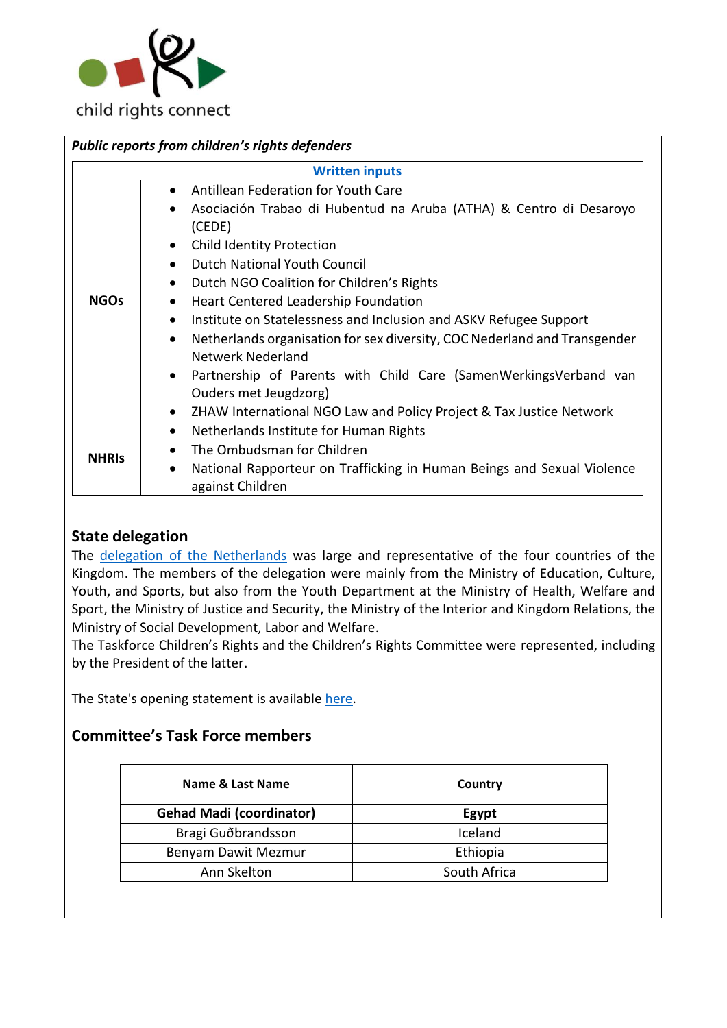*Public reports from children's rights defenders*

| Written inputs | |
|---|---|
| **NGOs** | • Antillean Federation for Youth Care<br>• Asociación Trabao di Hubentud na Aruba (ATHA) & Centro di Desaroyo (CEDE)<br>• Child Identity Protection<br>• Dutch National Youth Council<br>• Dutch NGO Coalition for Children's Rights<br>• Heart Centered Leadership Foundation<br>• Institute on Statelessness and Inclusion and ASKV Refugee Support<br>• Netherlands organisation for sex diversity, COC Nederland and Transgender Netwerk Nederland<br>• Partnership of Parents with Child Care (SamenWerkingsVerband van Ouders met Jeugdzorg)<br>• ZHAW International NGO Law and Policy Project & Tax Justice Network |
| **NHRIs** | • Netherlands Institute for Human Rights<br>• The Ombudsman for Children<br>• National Rapporteur on Trafficking in Human Beings and Sexual Violence against Children |

## State delegation

The delegation of the Netherlands was large and representative of the four countries of the Kingdom. The members of the delegation were mainly from the Ministry of Education, Culture, Youth, and Sports, but also from the Youth Department at the Ministry of Health, Welfare and Sport, the Ministry of Justice and Security, the Ministry of the Interior and Kingdom Relations, the Ministry of Social Development, Labor and Welfare.
The Taskforce Children's Rights and the Children's Rights Committee were represented, including by the President of the latter.

The State's opening statement is available here.

## Committee's Task Force members

| Name & Last Name | Country |
|---|---|
| **Gehad Madi (coordinator)** | **Egypt** |
| Bragi Guðbrandsson | Iceland |
| Benyam Dawit Mezmur | Ethiopia |
| Ann Skelton | South Africa |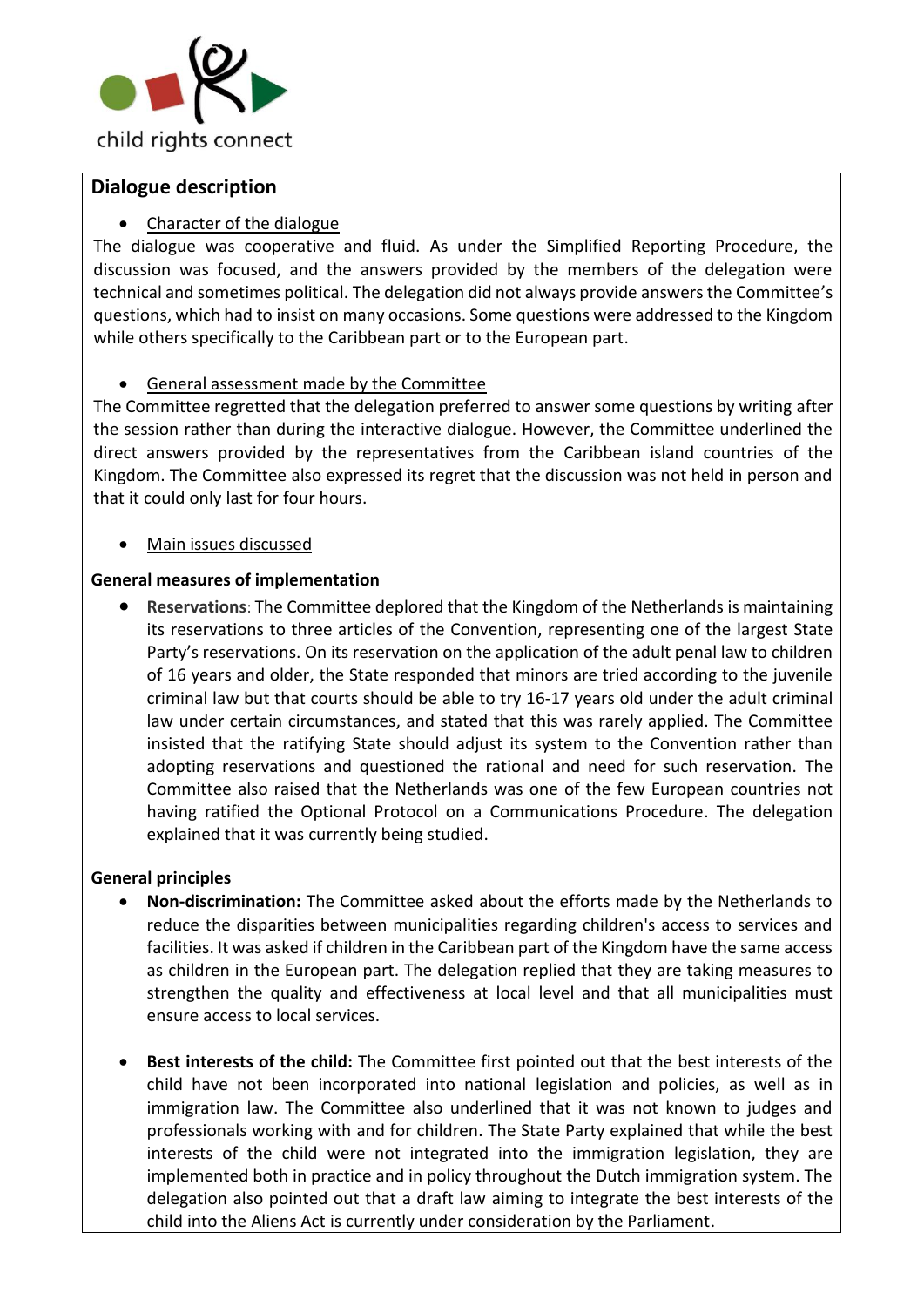## Dialogue description

- Character of the dialogue

The dialogue was cooperative and fluid. As under the Simplified Reporting Procedure, the discussion was focused, and the answers provided by the members of the delegation were technical and sometimes political. The delegation did not always provide answers the Committee's questions, which had to insist on many occasions. Some questions were addressed to the Kingdom while others specifically to the Caribbean part or to the European part.

- General assessment made by the Committee

The Committee regretted that the delegation preferred to answer some questions by writing after the session rather than during the interactive dialogue. However, the Committee underlined the direct answers provided by the representatives from the Caribbean island countries of the Kingdom. The Committee also expressed its regret that the discussion was not held in person and that it could only last for four hours.

- Main issues discussed

**General measures of implementation**

- **Reservations**: The Committee deplored that the Kingdom of the Netherlands is maintaining its reservations to three articles of the Convention, representing one of the largest State Party's reservations. On its reservation on the application of the adult penal law to children of 16 years and older, the State responded that minors are tried according to the juvenile criminal law but that courts should be able to try 16-17 years old under the adult criminal law under certain circumstances, and stated that this was rarely applied. The Committee insisted that the ratifying State should adjust its system to the Convention rather than adopting reservations and questioned the rational and need for such reservation. The Committee also raised that the Netherlands was one of the few European countries not having ratified the Optional Protocol on a Communications Procedure. The delegation explained that it was currently being studied.

**General principles**

- **Non-discrimination:** The Committee asked about the efforts made by the Netherlands to reduce the disparities between municipalities regarding children's access to services and facilities. It was asked if children in the Caribbean part of the Kingdom have the same access as children in the European part. The delegation replied that they are taking measures to strengthen the quality and effectiveness at local level and that all municipalities must ensure access to local services.

- **Best interests of the child:** The Committee first pointed out that the best interests of the child have not been incorporated into national legislation and policies, as well as in immigration law. The Committee also underlined that it was not known to judges and professionals working with and for children. The State Party explained that while the best interests of the child were not integrated into the immigration legislation, they are implemented both in practice and in policy throughout the Dutch immigration system. The delegation also pointed out that a draft law aiming to integrate the best interests of the child into the Aliens Act is currently under consideration by the Parliament.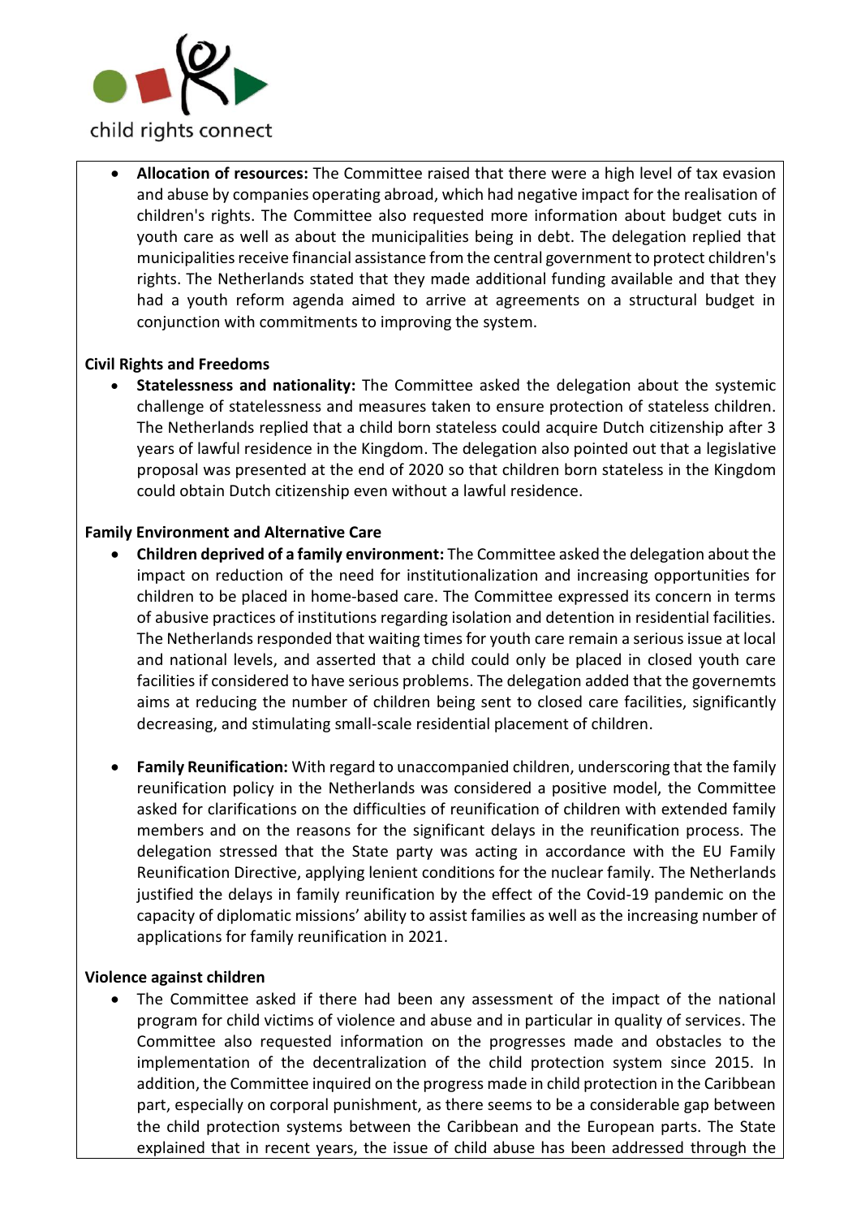- **Allocation of resources:** The Committee raised that there were a high level of tax evasion and abuse by companies operating abroad, which had negative impact for the realisation of children's rights. The Committee also requested more information about budget cuts in youth care as well as about the municipalities being in debt. The delegation replied that municipalities receive financial assistance from the central government to protect children's rights. The Netherlands stated that they made additional funding available and that they had a youth reform agenda aimed to arrive at agreements on a structural budget in conjunction with commitments to improving the system.

**Civil Rights and Freedoms**

- **Statelessness and nationality:** The Committee asked the delegation about the systemic challenge of statelessness and measures taken to ensure protection of stateless children. The Netherlands replied that a child born stateless could acquire Dutch citizenship after 3 years of lawful residence in the Kingdom. The delegation also pointed out that a legislative proposal was presented at the end of 2020 so that children born stateless in the Kingdom could obtain Dutch citizenship even without a lawful residence.

**Family Environment and Alternative Care**

- **Children deprived of a family environment:** The Committee asked the delegation about the impact on reduction of the need for institutionalization and increasing opportunities for children to be placed in home-based care. The Committee expressed its concern in terms of abusive practices of institutions regarding isolation and detention in residential facilities. The Netherlands responded that waiting times for youth care remain a serious issue at local and national levels, and asserted that a child could only be placed in closed youth care facilities if considered to have serious problems. The delegation added that the governemts aims at reducing the number of children being sent to closed care facilities, significantly decreasing, and stimulating small-scale residential placement of children.

- **Family Reunification:** With regard to unaccompanied children, underscoring that the family reunification policy in the Netherlands was considered a positive model, the Committee asked for clarifications on the difficulties of reunification of children with extended family members and on the reasons for the significant delays in the reunification process. The delegation stressed that the State party was acting in accordance with the EU Family Reunification Directive, applying lenient conditions for the nuclear family. The Netherlands justified the delays in family reunification by the effect of the Covid-19 pandemic on the capacity of diplomatic missions' ability to assist families as well as the increasing number of applications for family reunification in 2021.

**Violence against children**

- The Committee asked if there had been any assessment of the impact of the national program for child victims of violence and abuse and in particular in quality of services. The Committee also requested information on the progresses made and obstacles to the implementation of the decentralization of the child protection system since 2015. In addition, the Committee inquired on the progress made in child protection in the Caribbean part, especially on corporal punishment, as there seems to be a considerable gap between the child protection systems between the Caribbean and the European parts. The State explained that in recent years, the issue of child abuse has been addressed through the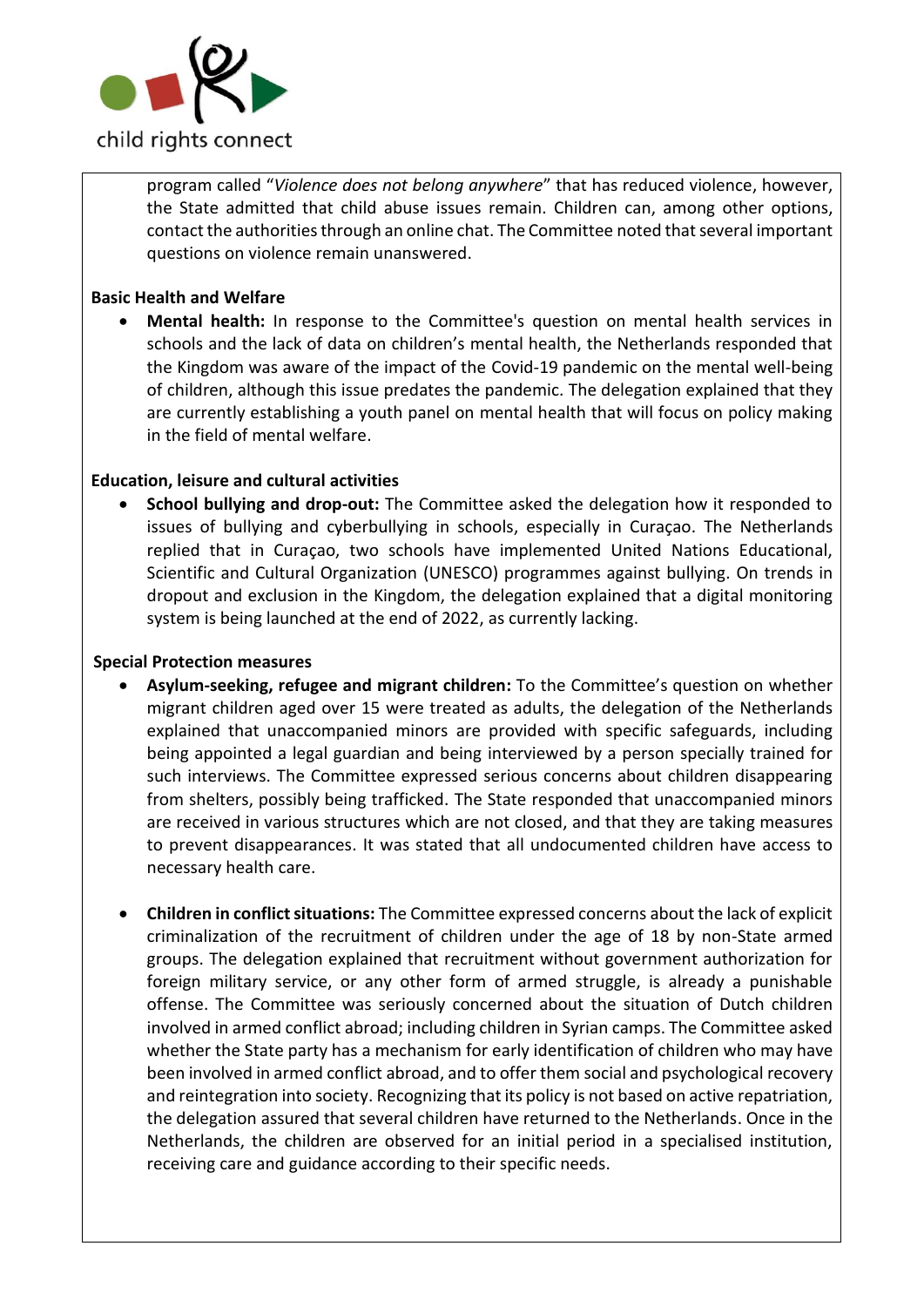program called "*Violence does not belong anywhere*" that has reduced violence, however, the State admitted that child abuse issues remain. Children can, among other options, contact the authorities through an online chat. The Committee noted that several important questions on violence remain unanswered.

**Basic Health and Welfare**

- **Mental health:** In response to the Committee's question on mental health services in schools and the lack of data on children's mental health, the Netherlands responded that the Kingdom was aware of the impact of the Covid-19 pandemic on the mental well-being of children, although this issue predates the pandemic. The delegation explained that they are currently establishing a youth panel on mental health that will focus on policy making in the field of mental welfare.

**Education, leisure and cultural activities**

- **School bullying and drop-out:** The Committee asked the delegation how it responded to issues of bullying and cyberbullying in schools, especially in Curaçao. The Netherlands replied that in Curaçao, two schools have implemented United Nations Educational, Scientific and Cultural Organization (UNESCO) programmes against bullying. On trends in dropout and exclusion in the Kingdom, the delegation explained that a digital monitoring system is being launched at the end of 2022, as currently lacking.

**Special Protection measures**

- **Asylum-seeking, refugee and migrant children:** To the Committee's question on whether migrant children aged over 15 were treated as adults, the delegation of the Netherlands explained that unaccompanied minors are provided with specific safeguards, including being appointed a legal guardian and being interviewed by a person specially trained for such interviews. The Committee expressed serious concerns about children disappearing from shelters, possibly being trafficked. The State responded that unaccompanied minors are received in various structures which are not closed, and that they are taking measures to prevent disappearances. It was stated that all undocumented children have access to necessary health care.

- **Children in conflict situations:** The Committee expressed concerns about the lack of explicit criminalization of the recruitment of children under the age of 18 by non-State armed groups. The delegation explained that recruitment without government authorization for foreign military service, or any other form of armed struggle, is already a punishable offense. The Committee was seriously concerned about the situation of Dutch children involved in armed conflict abroad; including children in Syrian camps. The Committee asked whether the State party has a mechanism for early identification of children who may have been involved in armed conflict abroad, and to offer them social and psychological recovery and reintegration into society. Recognizing that its policy is not based on active repatriation, the delegation assured that several children have returned to the Netherlands. Once in the Netherlands, the children are observed for an initial period in a specialised institution, receiving care and guidance according to their specific needs.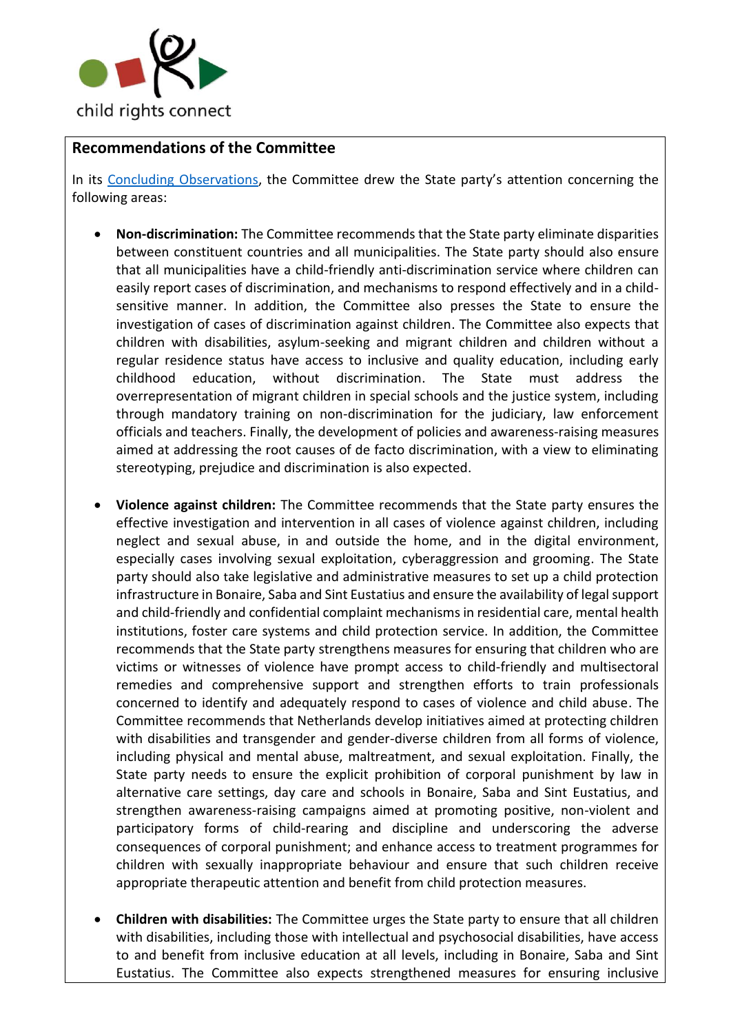## Recommendations of the Committee

In its [Concluding Observations](), the Committee drew the State party's attention concerning the following areas:

- **Non-discrimination:** The Committee recommends that the State party eliminate disparities between constituent countries and all municipalities. The State party should also ensure that all municipalities have a child-friendly anti-discrimination service where children can easily report cases of discrimination, and mechanisms to respond effectively and in a child-sensitive manner. In addition, the Committee also presses the State to ensure the investigation of cases of discrimination against children. The Committee also expects that children with disabilities, asylum-seeking and migrant children and children without a regular residence status have access to inclusive and quality education, including early childhood education, without discrimination. The State must address the overrepresentation of migrant children in special schools and the justice system, including through mandatory training on non-discrimination for the judiciary, law enforcement officials and teachers. Finally, the development of policies and awareness-raising measures aimed at addressing the root causes of de facto discrimination, with a view to eliminating stereotyping, prejudice and discrimination is also expected.

- **Violence against children:** The Committee recommends that the State party ensures the effective investigation and intervention in all cases of violence against children, including neglect and sexual abuse, in and outside the home, and in the digital environment, especially cases involving sexual exploitation, cyberaggression and grooming. The State party should also take legislative and administrative measures to set up a child protection infrastructure in Bonaire, Saba and Sint Eustatius and ensure the availability of legal support and child-friendly and confidential complaint mechanisms in residential care, mental health institutions, foster care systems and child protection service. In addition, the Committee recommends that the State party strengthens measures for ensuring that children who are victims or witnesses of violence have prompt access to child-friendly and multisectoral remedies and comprehensive support and strengthen efforts to train professionals concerned to identify and adequately respond to cases of violence and child abuse. The Committee recommends that Netherlands develop initiatives aimed at protecting children with disabilities and transgender and gender-diverse children from all forms of violence, including physical and mental abuse, maltreatment, and sexual exploitation. Finally, the State party needs to ensure the explicit prohibition of corporal punishment by law in alternative care settings, day care and schools in Bonaire, Saba and Sint Eustatius, and strengthen awareness-raising campaigns aimed at promoting positive, non-violent and participatory forms of child-rearing and discipline and underscoring the adverse consequences of corporal punishment; and enhance access to treatment programmes for children with sexually inappropriate behaviour and ensure that such children receive appropriate therapeutic attention and benefit from child protection measures.

- **Children with disabilities:** The Committee urges the State party to ensure that all children with disabilities, including those with intellectual and psychosocial disabilities, have access to and benefit from inclusive education at all levels, including in Bonaire, Saba and Sint Eustatius. The Committee also expects strengthened measures for ensuring inclusive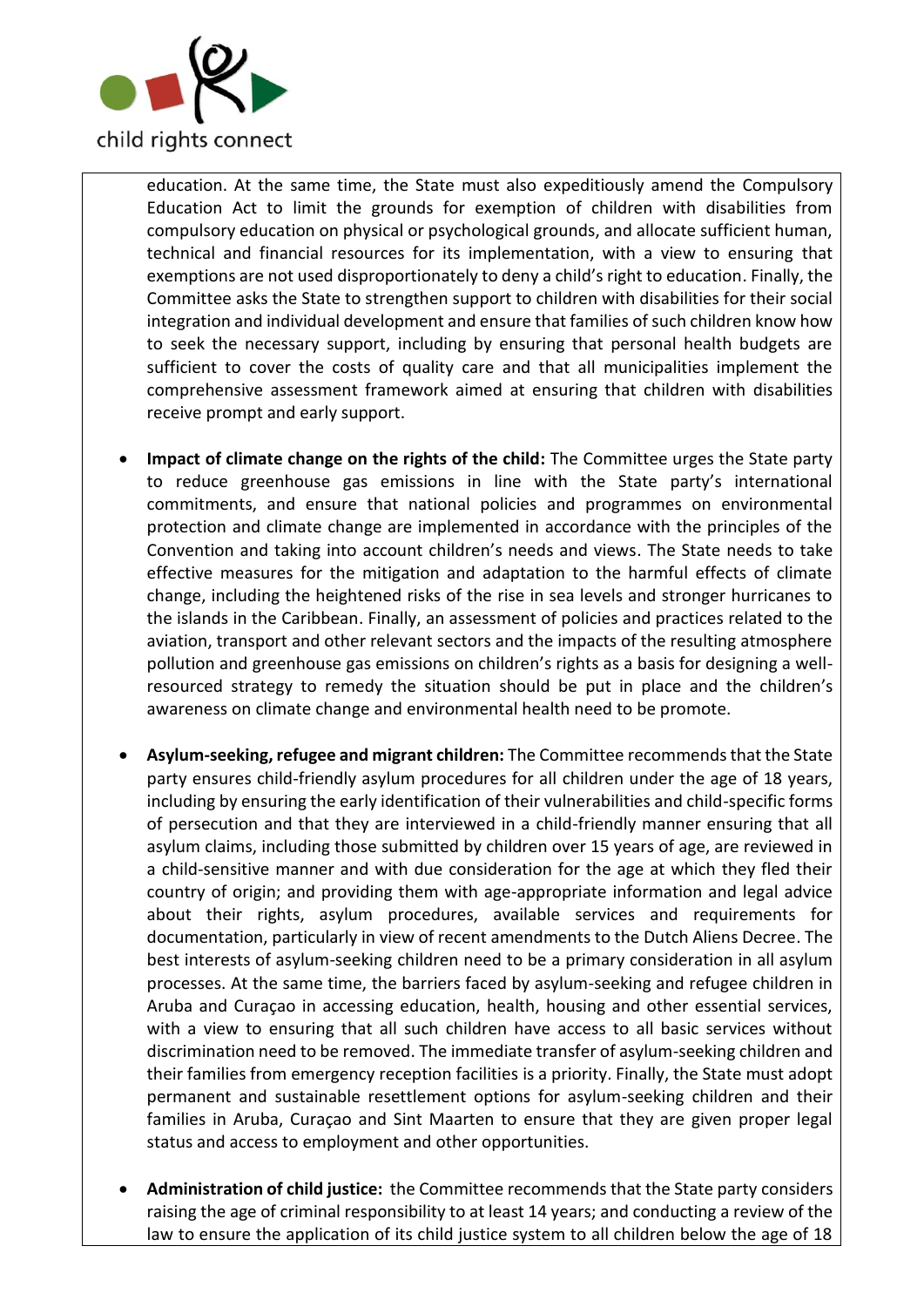education. At the same time, the State must also expeditiously amend the Compulsory Education Act to limit the grounds for exemption of children with disabilities from compulsory education on physical or psychological grounds, and allocate sufficient human, technical and financial resources for its implementation, with a view to ensuring that exemptions are not used disproportionately to deny a child's right to education. Finally, the Committee asks the State to strengthen support to children with disabilities for their social integration and individual development and ensure that families of such children know how to seek the necessary support, including by ensuring that personal health budgets are sufficient to cover the costs of quality care and that all municipalities implement the comprehensive assessment framework aimed at ensuring that children with disabilities receive prompt and early support.

- **Impact of climate change on the rights of the child:** The Committee urges the State party to reduce greenhouse gas emissions in line with the State party's international commitments, and ensure that national policies and programmes on environmental protection and climate change are implemented in accordance with the principles of the Convention and taking into account children's needs and views. The State needs to take effective measures for the mitigation and adaptation to the harmful effects of climate change, including the heightened risks of the rise in sea levels and stronger hurricanes to the islands in the Caribbean. Finally, an assessment of policies and practices related to the aviation, transport and other relevant sectors and the impacts of the resulting atmosphere pollution and greenhouse gas emissions on children's rights as a basis for designing a well-resourced strategy to remedy the situation should be put in place and the children's awareness on climate change and environmental health need to be promote.

- **Asylum-seeking, refugee and migrant children:** The Committee recommends that the State party ensures child-friendly asylum procedures for all children under the age of 18 years, including by ensuring the early identification of their vulnerabilities and child-specific forms of persecution and that they are interviewed in a child-friendly manner ensuring that all asylum claims, including those submitted by children over 15 years of age, are reviewed in a child-sensitive manner and with due consideration for the age at which they fled their country of origin; and providing them with age-appropriate information and legal advice about their rights, asylum procedures, available services and requirements for documentation, particularly in view of recent amendments to the Dutch Aliens Decree. The best interests of asylum-seeking children need to be a primary consideration in all asylum processes. At the same time, the barriers faced by asylum-seeking and refugee children in Aruba and Curaçao in accessing education, health, housing and other essential services, with a view to ensuring that all such children have access to all basic services without discrimination need to be removed. The immediate transfer of asylum-seeking children and their families from emergency reception facilities is a priority. Finally, the State must adopt permanent and sustainable resettlement options for asylum-seeking children and their families in Aruba, Curaçao and Sint Maarten to ensure that they are given proper legal status and access to employment and other opportunities.

- **Administration of child justice:** the Committee recommends that the State party considers raising the age of criminal responsibility to at least 14 years; and conducting a review of the law to ensure the application of its child justice system to all children below the age of 18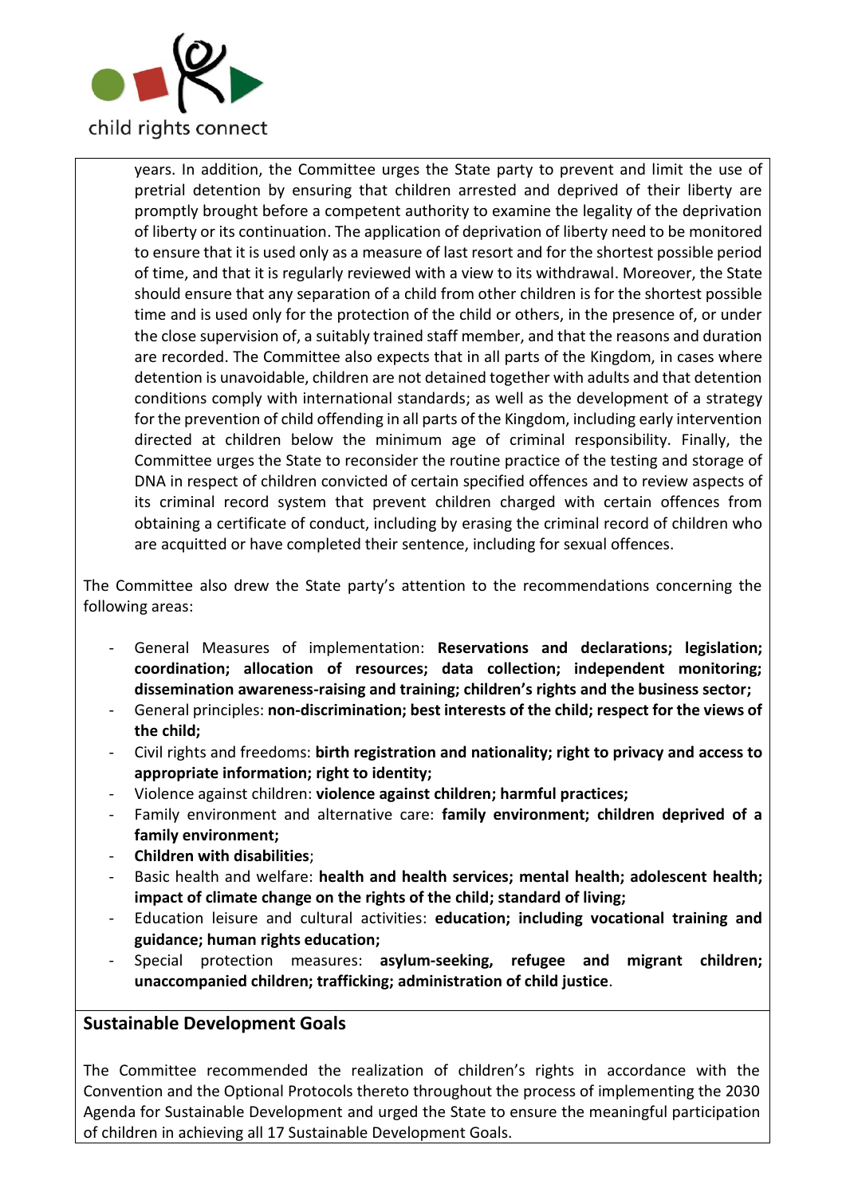years. In addition, the Committee urges the State party to prevent and limit the use of pretrial detention by ensuring that children arrested and deprived of their liberty are promptly brought before a competent authority to examine the legality of the deprivation of liberty or its continuation. The application of deprivation of liberty need to be monitored to ensure that it is used only as a measure of last resort and for the shortest possible period of time, and that it is regularly reviewed with a view to its withdrawal. Moreover, the State should ensure that any separation of a child from other children is for the shortest possible time and is used only for the protection of the child or others, in the presence of, or under the close supervision of, a suitably trained staff member, and that the reasons and duration are recorded. The Committee also expects that in all parts of the Kingdom, in cases where detention is unavoidable, children are not detained together with adults and that detention conditions comply with international standards; as well as the development of a strategy for the prevention of child offending in all parts of the Kingdom, including early intervention directed at children below the minimum age of criminal responsibility. Finally, the Committee urges the State to reconsider the routine practice of the testing and storage of DNA in respect of children convicted of certain specified offences and to review aspects of its criminal record system that prevent children charged with certain offences from obtaining a certificate of conduct, including by erasing the criminal record of children who are acquitted or have completed their sentence, including for sexual offences.

The Committee also drew the State party's attention to the recommendations concerning the following areas:

- General Measures of implementation: **Reservations and declarations; legislation; coordination; allocation of resources; data collection; independent monitoring; dissemination awareness-raising and training; children's rights and the business sector;**
- General principles: **non-discrimination; best interests of the child; respect for the views of the child;**
- Civil rights and freedoms: **birth registration and nationality; right to privacy and access to appropriate information; right to identity;**
- Violence against children: **violence against children; harmful practices;**
- Family environment and alternative care: **family environment; children deprived of a family environment;**
- **Children with disabilities**;
- Basic health and welfare: **health and health services; mental health; adolescent health; impact of climate change on the rights of the child; standard of living;**
- Education leisure and cultural activities: **education; including vocational training and guidance; human rights education;**
- Special protection measures: **asylum-seeking, refugee and migrant children; unaccompanied children; trafficking; administration of child justice**.

## Sustainable Development Goals

The Committee recommended the realization of children's rights in accordance with the Convention and the Optional Protocols thereto throughout the process of implementing the 2030 Agenda for Sustainable Development and urged the State to ensure the meaningful participation of children in achieving all 17 Sustainable Development Goals.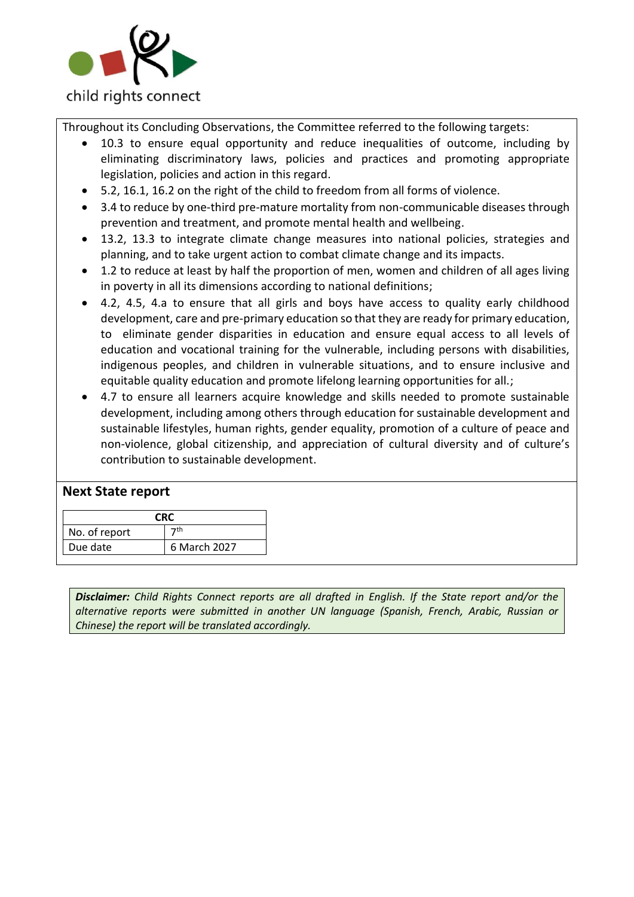Throughout its Concluding Observations, the Committee referred to the following targets:

- 10.3 to ensure equal opportunity and reduce inequalities of outcome, including by eliminating discriminatory laws, policies and practices and promoting appropriate legislation, policies and action in this regard.
- 5.2, 16.1, 16.2 on the right of the child to freedom from all forms of violence.
- 3.4 to reduce by one-third pre-mature mortality from non-communicable diseases through prevention and treatment, and promote mental health and wellbeing.
- 13.2, 13.3 to integrate climate change measures into national policies, strategies and planning, and to take urgent action to combat climate change and its impacts.
- 1.2 to reduce at least by half the proportion of men, women and children of all ages living in poverty in all its dimensions according to national definitions;
- 4.2, 4.5, 4.a to ensure that all girls and boys have access to quality early childhood development, care and pre-primary education so that they are ready for primary education, to eliminate gender disparities in education and ensure equal access to all levels of education and vocational training for the vulnerable, including persons with disabilities, indigenous peoples, and children in vulnerable situations, and to ensure inclusive and equitable quality education and promote lifelong learning opportunities for all.;
- 4.7 to ensure all learners acquire knowledge and skills needed to promote sustainable development, including among others through education for sustainable development and sustainable lifestyles, human rights, gender equality, promotion of a culture of peace and non-violence, global citizenship, and appreciation of cultural diversity and of culture's contribution to sustainable development.

## Next State report

| CRC | |
|---|---|
| No. of report | 7th |
| Due date | 6 March 2027 |

***Disclaimer:*** *Child Rights Connect reports are all drafted in English. If the State report and/or the alternative reports were submitted in another UN language (Spanish, French, Arabic, Russian or Chinese) the report will be translated accordingly.*